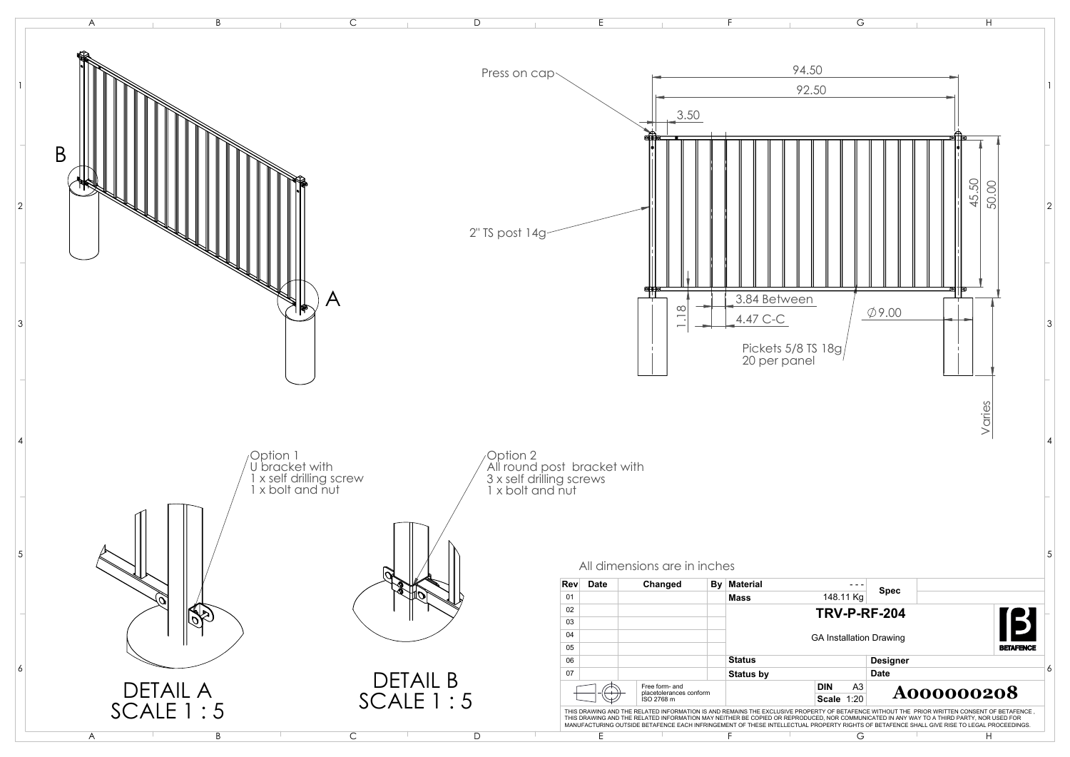Press on cap

94.50

92.50

3.50

45.50

50.00

2" TS post 14g

3.84 Between

4.47 C-C

1.18

$\varnothing$9.00

Pickets 5/8 TS 18g
20 per panel

Varies

B

A

Option 1
U bracket with
1 x self drilling screw
1 x bolt and nut

Option 2
All round post bracket with
3 x self drilling screws
1 x bolt and nut

DETAIL A
SCALE 1 : 5

DETAIL B
SCALE 1 : 5

All dimensions are in inches

| Rev | Date | Changed | By | Material | --- | Spec |
|---|---|---|---|---|---|---|
| 01 | | | | Mass | 148.11 Kg | |
| 02 | | | | TRV-P-RF-204 | | |
| 03 | | | | | | |
| 04 | | | | GA Installation Drawing | | |
| 05 | | | | | | |
| 06 | | | | Status | | Designer |
| 07 | | | | Status by | | Date |

Free form- and placetolerances conform ISO 2768 m

DIN A3
Scale 1:20

A000000208

BETAFENCE

THIS DRAWING AND THE RELATED INFORMATION IS AND REMAINS THE EXCLUSIVE PROPERTY OF BETAFENCE WITHOUT THE PRIOR WRITTEN CONSENT OF BETAFENCE, THIS DRAWING AND THE RELATED INFORMATION MAY NEITHER BE COPIED OR REPRODUCED, NOR COMMUNICATED IN ANY WAY TO A THIRD PARTY, NOR USED FOR MANUFACTURING OUTSIDE BETAFENCE EACH INFRINGEMENT OF THESE INTELLECTUAL PROPERTY RIGHTS OF BETAFENCE SHALL GIVE RISE TO LEGAL PROCEEDINGS.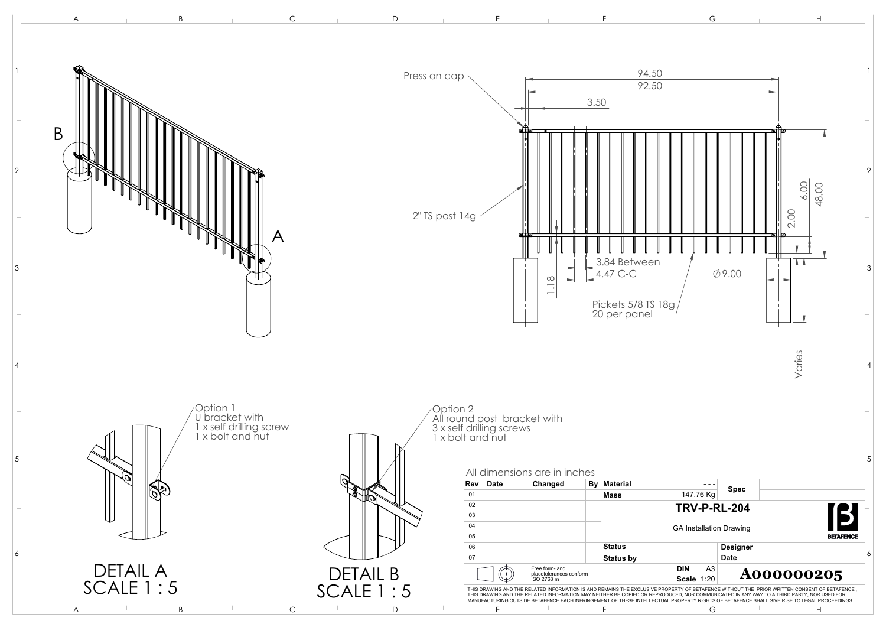B

A

Press on cap

94.50

92.50

3.50

2" TS post 14g

6.00

48.00

2.00

3.84 Between

4.47 C-C

1.18

∅9.00

Pickets 5/8 TS 18g
20 per panel

Varies

Option 1
U bracket with
1 x self drilling screw
1 x bolt and nut

Option 2
All round post bracket with
3 x self drilling screws
1 x bolt and nut

DETAIL A
SCALE 1 : 5

DETAIL B
SCALE 1 : 5

All dimensions are in inches

| Rev | Date | Changed | By | | | |
|---|---|---|---|---|---|---|
| 01 | | | | Material | - - - | Spec |
| 02 | | | | Mass | 147.76 Kg | |
| 03 | | | | TRV-P-RL-204 | | |
| 04 | | | | GA Installation Drawing | | |
| 05 | | | | | | |
| 06 | | | | Status | | Designer |
| 07 | | | | Status by | | Date |
| | | Free form- and placetolerances conform ISO 2768 m | | | DIN A3<br>Scale 1:20 | A000000205 |

BETAFENCE

THIS DRAWING AND THE RELATED INFORMATION IS AND REMAINS THE EXCLUSIVE PROPERTY OF BETAFENCE WITHOUT THE PRIOR WRITTEN CONSENT OF BETAFENCE , THIS DRAWING AND THE RELATED INFORMATION MAY NEITHER BE COPIED OR REPRODUCED, NOR COMMUNICATED IN ANY WAY TO A THIRD PARTY, NOR USED FOR MANUFACTURING OUTSIDE BETAFENCE EACH INFRINGEMENT OF THESE INTELLECTUAL PROPERTY RIGHTS OF BETAFENCE SHALL GIVE RISE TO LEGAL PROCEEDINGS.